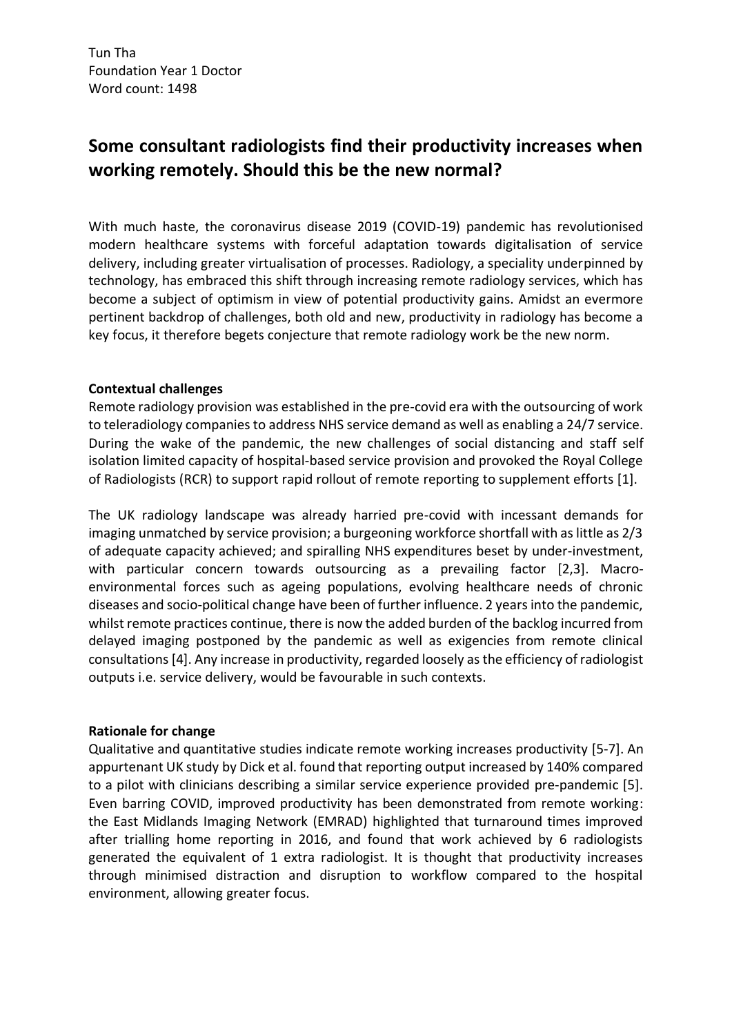Tun Tha
Foundation Year 1 Doctor
Word count: 1498

# Some consultant radiologists find their productivity increases when working remotely. Should this be the new normal?

With much haste, the coronavirus disease 2019 (COVID-19) pandemic has revolutionised modern healthcare systems with forceful adaptation towards digitalisation of service delivery, including greater virtualisation of processes. Radiology, a speciality underpinned by technology, has embraced this shift through increasing remote radiology services, which has become a subject of optimism in view of potential productivity gains. Amidst an evermore pertinent backdrop of challenges, both old and new, productivity in radiology has become a key focus, it therefore begets conjecture that remote radiology work be the new norm.

**Contextual challenges**

Remote radiology provision was established in the pre-covid era with the outsourcing of work to teleradiology companies to address NHS service demand as well as enabling a 24/7 service. During the wake of the pandemic, the new challenges of social distancing and staff self isolation limited capacity of hospital-based service provision and provoked the Royal College of Radiologists (RCR) to support rapid rollout of remote reporting to supplement efforts [1].

The UK radiology landscape was already harried pre-covid with incessant demands for imaging unmatched by service provision; a burgeoning workforce shortfall with as little as 2/3 of adequate capacity achieved; and spiralling NHS expenditures beset by under-investment, with particular concern towards outsourcing as a prevailing factor [2,3]. Macro-environmental forces such as ageing populations, evolving healthcare needs of chronic diseases and socio-political change have been of further influence. 2 years into the pandemic, whilst remote practices continue, there is now the added burden of the backlog incurred from delayed imaging postponed by the pandemic as well as exigencies from remote clinical consultations [4]. Any increase in productivity, regarded loosely as the efficiency of radiologist outputs i.e. service delivery, would be favourable in such contexts.

**Rationale for change**

Qualitative and quantitative studies indicate remote working increases productivity [5-7]. An appurtenant UK study by Dick et al. found that reporting output increased by 140% compared to a pilot with clinicians describing a similar service experience provided pre-pandemic [5]. Even barring COVID, improved productivity has been demonstrated from remote working: the East Midlands Imaging Network (EMRAD) highlighted that turnaround times improved after trialling home reporting in 2016, and found that work achieved by 6 radiologists generated the equivalent of 1 extra radiologist. It is thought that productivity increases through minimised distraction and disruption to workflow compared to the hospital environment, allowing greater focus.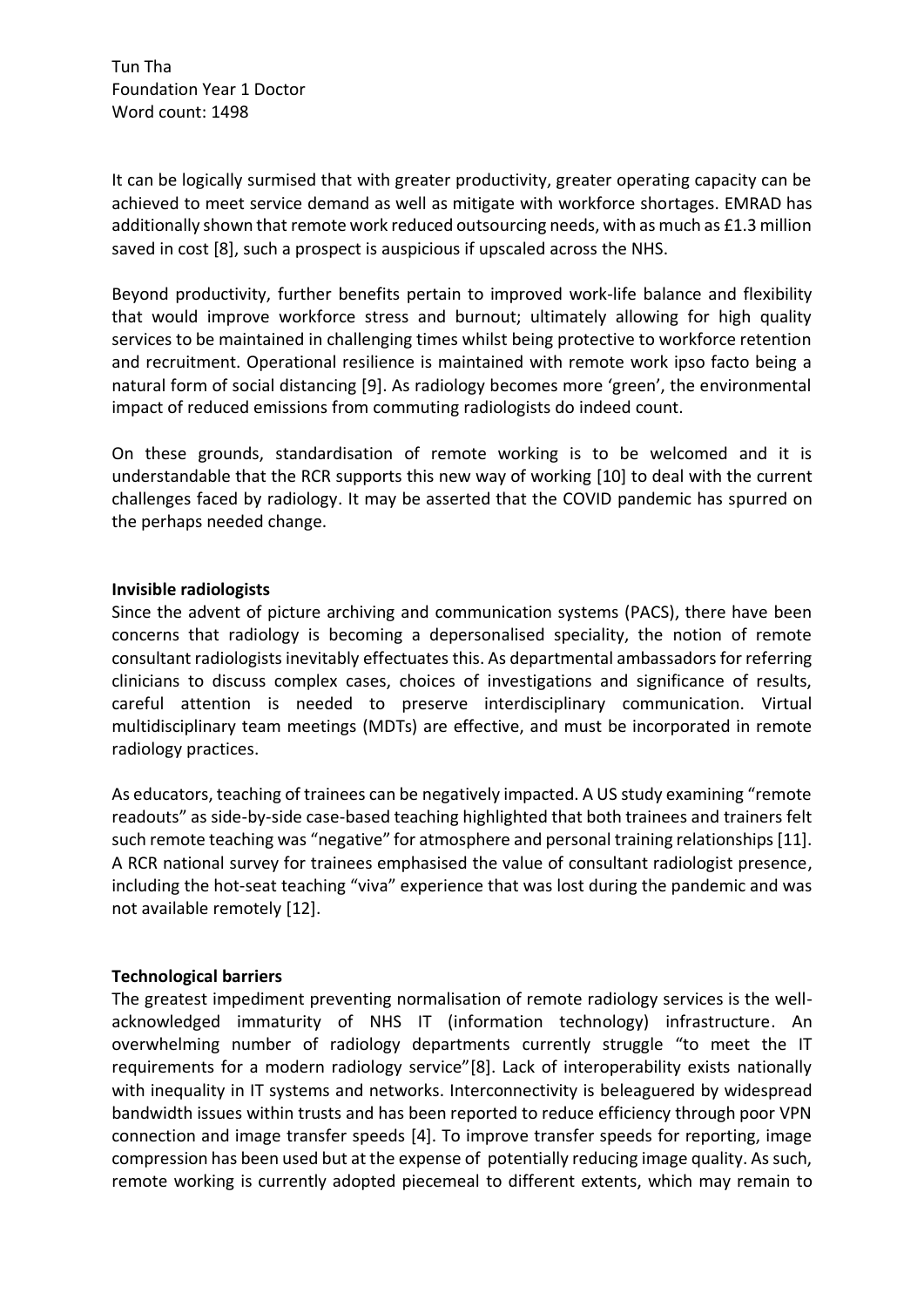Tun Tha
Foundation Year 1 Doctor
Word count: 1498

It can be logically surmised that with greater productivity, greater operating capacity can be achieved to meet service demand as well as mitigate with workforce shortages. EMRAD has additionally shown that remote work reduced outsourcing needs, with as much as £1.3 million saved in cost [8], such a prospect is auspicious if upscaled across the NHS.

Beyond productivity, further benefits pertain to improved work-life balance and flexibility that would improve workforce stress and burnout; ultimately allowing for high quality services to be maintained in challenging times whilst being protective to workforce retention and recruitment. Operational resilience is maintained with remote work ipso facto being a natural form of social distancing [9]. As radiology becomes more 'green', the environmental impact of reduced emissions from commuting radiologists do indeed count.

On these grounds, standardisation of remote working is to be welcomed and it is understandable that the RCR supports this new way of working [10] to deal with the current challenges faced by radiology. It may be asserted that the COVID pandemic has spurred on the perhaps needed change.

**Invisible radiologists**

Since the advent of picture archiving and communication systems (PACS), there have been concerns that radiology is becoming a depersonalised speciality, the notion of remote consultant radiologists inevitably effectuates this. As departmental ambassadors for referring clinicians to discuss complex cases, choices of investigations and significance of results, careful attention is needed to preserve interdisciplinary communication. Virtual multidisciplinary team meetings (MDTs) are effective, and must be incorporated in remote radiology practices.

As educators, teaching of trainees can be negatively impacted. A US study examining "remote readouts" as side-by-side case-based teaching highlighted that both trainees and trainers felt such remote teaching was "negative" for atmosphere and personal training relationships [11]. A RCR national survey for trainees emphasised the value of consultant radiologist presence, including the hot-seat teaching "viva" experience that was lost during the pandemic and was not available remotely [12].

**Technological barriers**

The greatest impediment preventing normalisation of remote radiology services is the well-acknowledged immaturity of NHS IT (information technology) infrastructure. An overwhelming number of radiology departments currently struggle "to meet the IT requirements for a modern radiology service"[8]. Lack of interoperability exists nationally with inequality in IT systems and networks. Interconnectivity is beleaguered by widespread bandwidth issues within trusts and has been reported to reduce efficiency through poor VPN connection and image transfer speeds [4]. To improve transfer speeds for reporting, image compression has been used but at the expense of potentially reducing image quality. As such, remote working is currently adopted piecemeal to different extents, which may remain to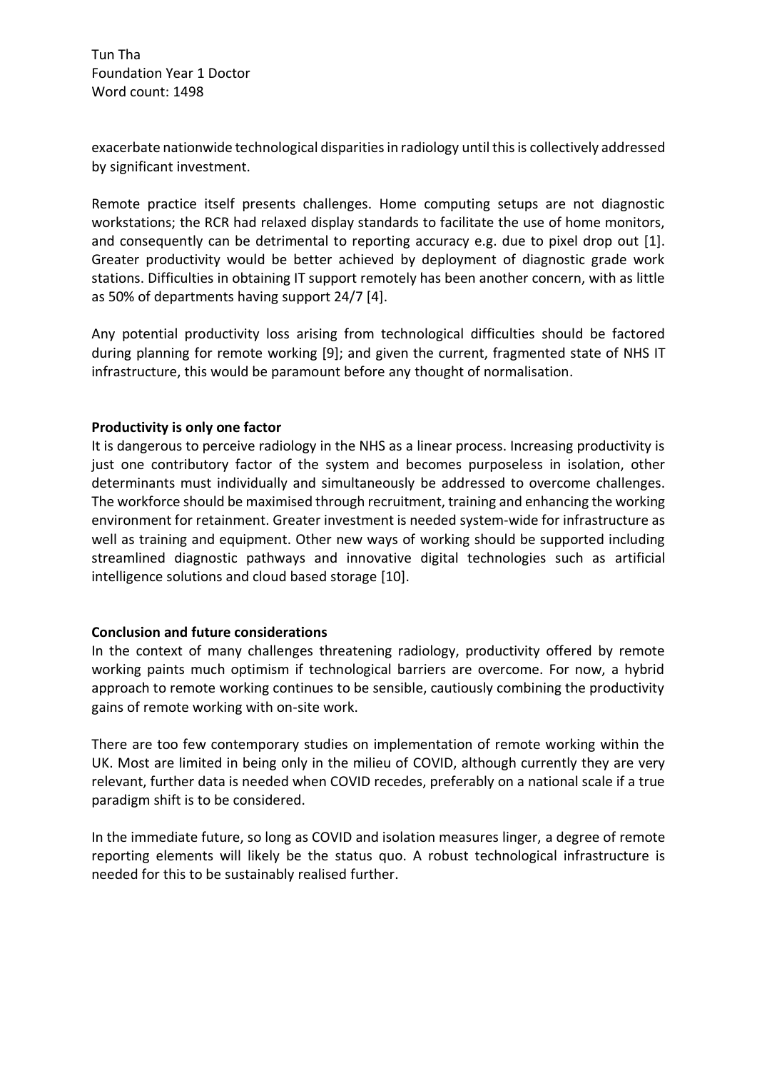exacerbate nationwide technological disparities in radiology until this is collectively addressed by significant investment.

Remote practice itself presents challenges. Home computing setups are not diagnostic workstations; the RCR had relaxed display standards to facilitate the use of home monitors, and consequently can be detrimental to reporting accuracy e.g. due to pixel drop out [1]. Greater productivity would be better achieved by deployment of diagnostic grade work stations. Difficulties in obtaining IT support remotely has been another concern, with as little as 50% of departments having support 24/7 [4].

Any potential productivity loss arising from technological difficulties should be factored during planning for remote working [9]; and given the current, fragmented state of NHS IT infrastructure, this would be paramount before any thought of normalisation.

**Productivity is only one factor**

It is dangerous to perceive radiology in the NHS as a linear process. Increasing productivity is just one contributory factor of the system and becomes purposeless in isolation, other determinants must individually and simultaneously be addressed to overcome challenges. The workforce should be maximised through recruitment, training and enhancing the working environment for retainment. Greater investment is needed system-wide for infrastructure as well as training and equipment. Other new ways of working should be supported including streamlined diagnostic pathways and innovative digital technologies such as artificial intelligence solutions and cloud based storage [10].

**Conclusion and future considerations**

In the context of many challenges threatening radiology, productivity offered by remote working paints much optimism if technological barriers are overcome. For now, a hybrid approach to remote working continues to be sensible, cautiously combining the productivity gains of remote working with on-site work.

There are too few contemporary studies on implementation of remote working within the UK. Most are limited in being only in the milieu of COVID, although currently they are very relevant, further data is needed when COVID recedes, preferably on a national scale if a true paradigm shift is to be considered.

In the immediate future, so long as COVID and isolation measures linger, a degree of remote reporting elements will likely be the status quo. A robust technological infrastructure is needed for this to be sustainably realised further.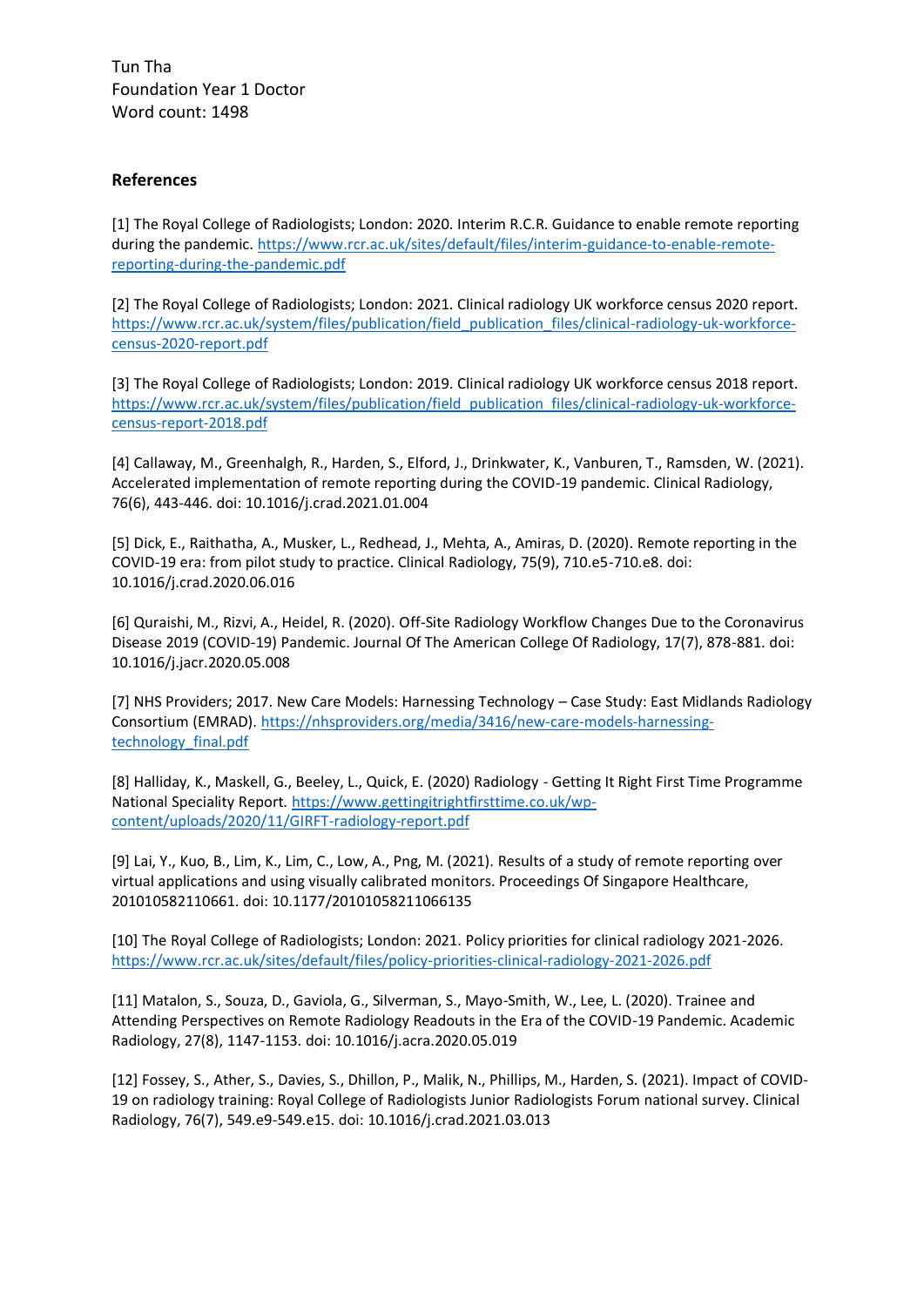Tun Tha
Foundation Year 1 Doctor
Word count: 1498

## References

[1] The Royal College of Radiologists; London: 2020. Interim R.C.R. Guidance to enable remote reporting during the pandemic. https://www.rcr.ac.uk/sites/default/files/interim-guidance-to-enable-remote-reporting-during-the-pandemic.pdf

[2] The Royal College of Radiologists; London: 2021. Clinical radiology UK workforce census 2020 report. https://www.rcr.ac.uk/system/files/publication/field_publication_files/clinical-radiology-uk-workforce-census-2020-report.pdf

[3] The Royal College of Radiologists; London: 2019. Clinical radiology UK workforce census 2018 report. https://www.rcr.ac.uk/system/files/publication/field_publication_files/clinical-radiology-uk-workforce-census-report-2018.pdf

[4] Callaway, M., Greenhalgh, R., Harden, S., Elford, J., Drinkwater, K., Vanburen, T., Ramsden, W. (2021). Accelerated implementation of remote reporting during the COVID-19 pandemic. Clinical Radiology, 76(6), 443-446. doi: 10.1016/j.crad.2021.01.004

[5] Dick, E., Raithatha, A., Musker, L., Redhead, J., Mehta, A., Amiras, D. (2020). Remote reporting in the COVID-19 era: from pilot study to practice. Clinical Radiology, 75(9), 710.e5-710.e8. doi: 10.1016/j.crad.2020.06.016

[6] Quraishi, M., Rizvi, A., Heidel, R. (2020). Off-Site Radiology Workflow Changes Due to the Coronavirus Disease 2019 (COVID-19) Pandemic. Journal Of The American College Of Radiology, 17(7), 878-881. doi: 10.1016/j.jacr.2020.05.008

[7] NHS Providers; 2017. New Care Models: Harnessing Technology – Case Study: East Midlands Radiology Consortium (EMRAD). https://nhsproviders.org/media/3416/new-care-models-harnessing-technology_final.pdf

[8] Halliday, K., Maskell, G., Beeley, L., Quick, E. (2020) Radiology - Getting It Right First Time Programme National Speciality Report. https://www.gettingitrightfirsttime.co.uk/wp-content/uploads/2020/11/GIRFT-radiology-report.pdf

[9] Lai, Y., Kuo, B., Lim, K., Lim, C., Low, A., Png, M. (2021). Results of a study of remote reporting over virtual applications and using visually calibrated monitors. Proceedings Of Singapore Healthcare, 201010582110661. doi: 10.1177/20101058211066135

[10] The Royal College of Radiologists; London: 2021. Policy priorities for clinical radiology 2021-2026. https://www.rcr.ac.uk/sites/default/files/policy-priorities-clinical-radiology-2021-2026.pdf

[11] Matalon, S., Souza, D., Gaviola, G., Silverman, S., Mayo-Smith, W., Lee, L. (2020). Trainee and Attending Perspectives on Remote Radiology Readouts in the Era of the COVID-19 Pandemic. Academic Radiology, 27(8), 1147-1153. doi: 10.1016/j.acra.2020.05.019

[12] Fossey, S., Ather, S., Davies, S., Dhillon, P., Malik, N., Phillips, M., Harden, S. (2021). Impact of COVID-19 on radiology training: Royal College of Radiologists Junior Radiologists Forum national survey. Clinical Radiology, 76(7), 549.e9-549.e15. doi: 10.1016/j.crad.2021.03.013